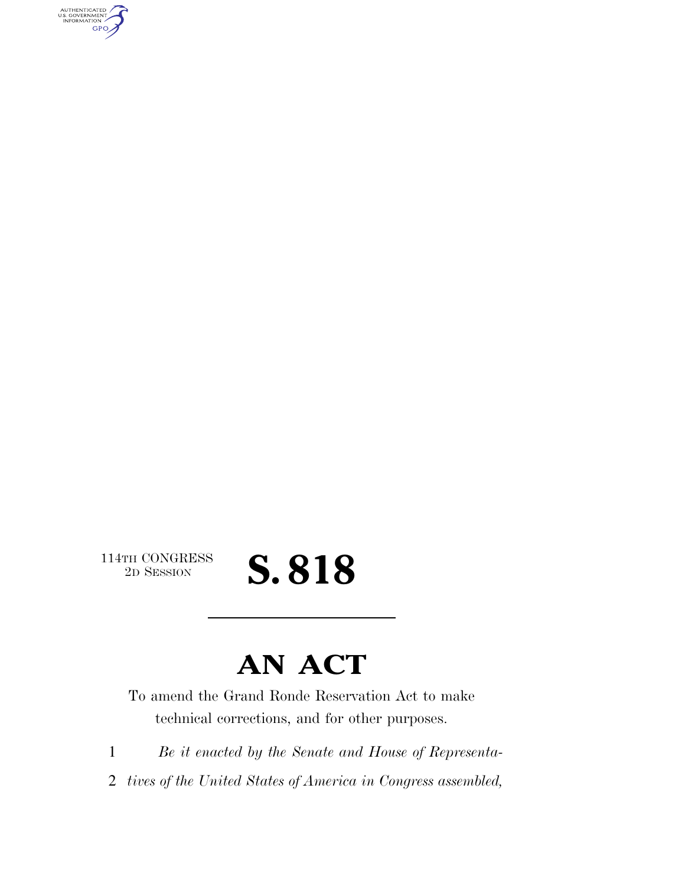114TH CONGRESS
2D SESSION

# S. 818

---

# AN ACT

To amend the Grand Ronde Reservation Act to make technical corrections, and for other purposes.

1 *Be it enacted by the Senate and House of Representa-*

2 *tives of the United States of America in Congress assembled,*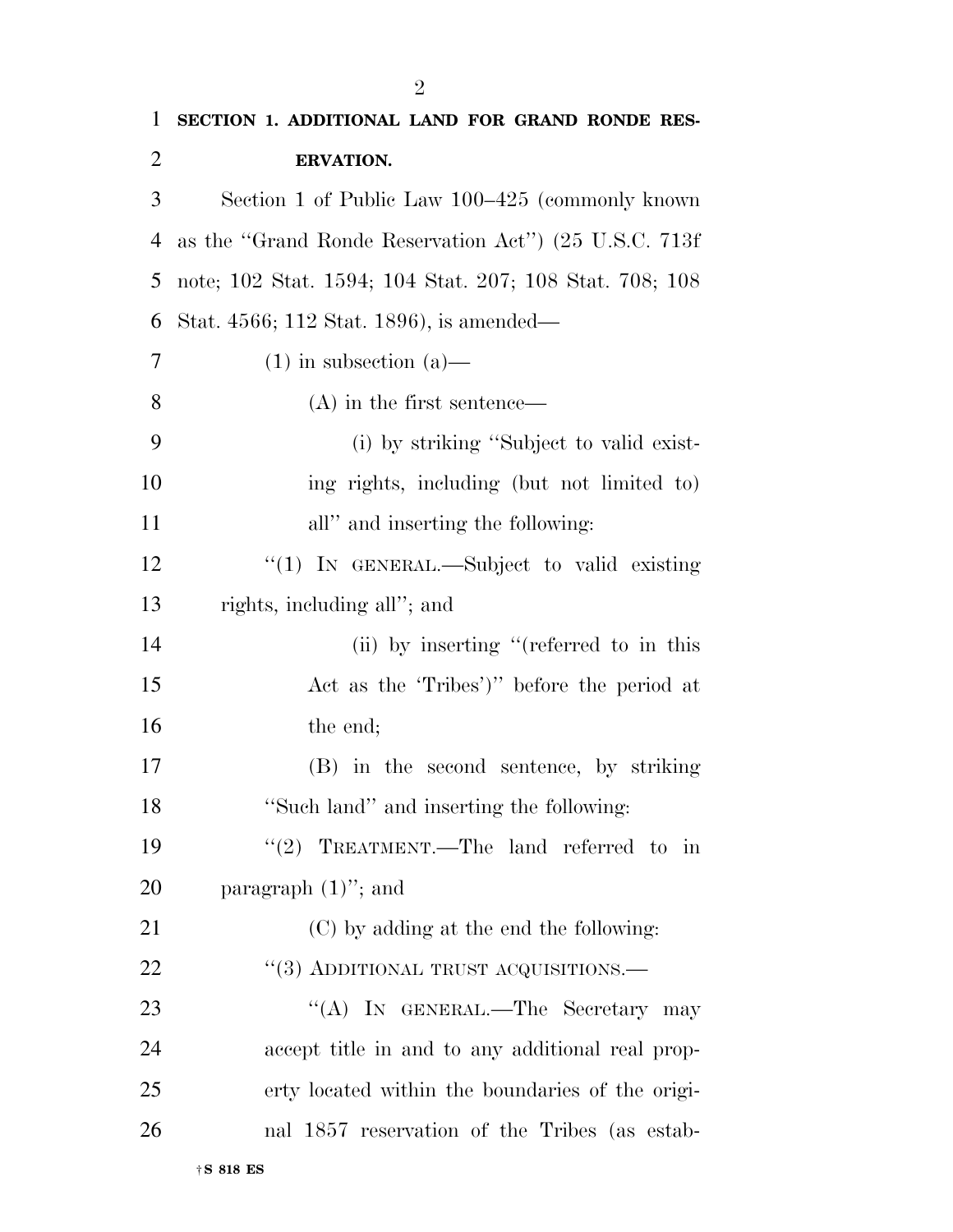**SECTION 1. ADDITIONAL LAND FOR GRAND RONDE RESERVATION.**

Section 1 of Public Law 100–425 (commonly known as the "Grand Ronde Reservation Act") (25 U.S.C. 713f note; 102 Stat. 1594; 104 Stat. 207; 108 Stat. 708; 108 Stat. 4566; 112 Stat. 1896), is amended—

(1) in subsection (a)—

(A) in the first sentence—

(i) by striking "Subject to valid existing rights, including (but not limited to) all" and inserting the following:

"(1) IN GENERAL.—Subject to valid existing rights, including all"; and

(ii) by inserting "(referred to in this Act as the 'Tribes')" before the period at the end;

(B) in the second sentence, by striking "Such land" and inserting the following:

"(2) TREATMENT.—The land referred to in paragraph (1)"; and

(C) by adding at the end the following:

"(3) ADDITIONAL TRUST ACQUISITIONS.—

"(A) IN GENERAL.—The Secretary may accept title in and to any additional real property located within the boundaries of the original 1857 reservation of the Tribes (as estab-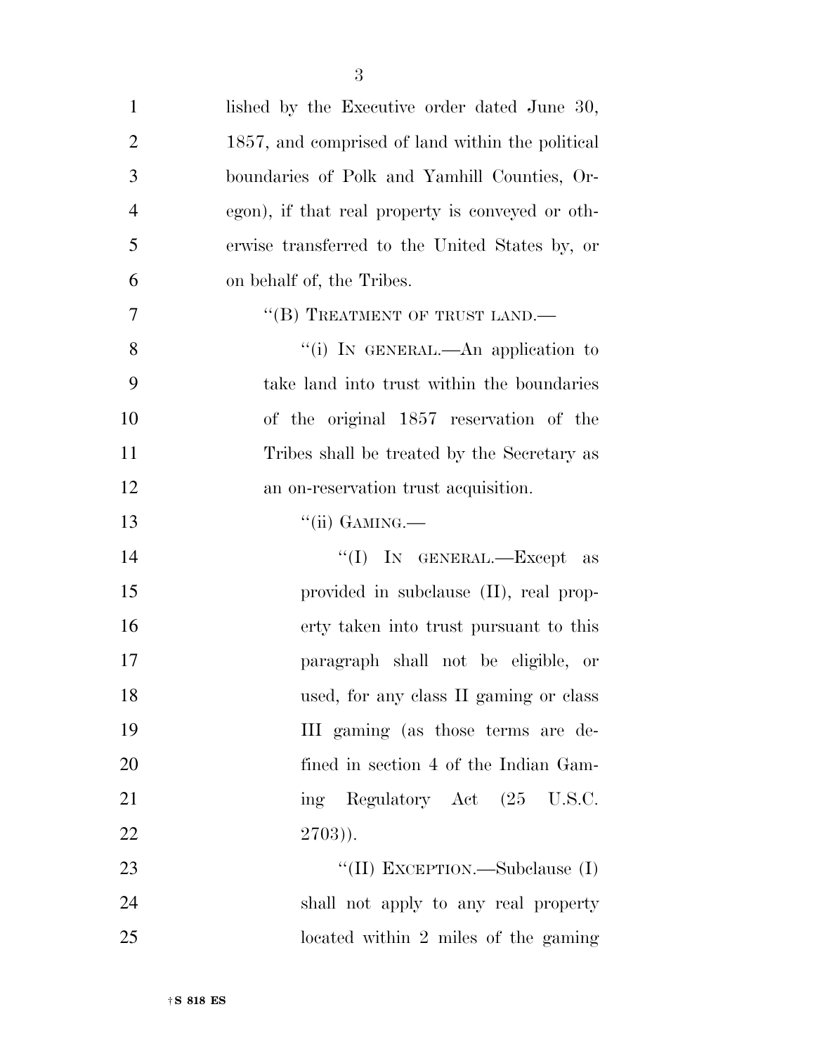lished by the Executive order dated June 30, 1857, and comprised of land within the political boundaries of Polk and Yamhill Counties, Oregon), if that real property is conveyed or otherwise transferred to the United States by, or on behalf of, the Tribes.

"(B) TREATMENT OF TRUST LAND.—

"(i) IN GENERAL.—An application to take land into trust within the boundaries of the original 1857 reservation of the Tribes shall be treated by the Secretary as an on-reservation trust acquisition.

"(ii) GAMING.—

"(I) IN GENERAL.—Except as provided in subclause (II), real property taken into trust pursuant to this paragraph shall not be eligible, or used, for any class II gaming or class III gaming (as those terms are defined in section 4 of the Indian Gaming Regulatory Act (25 U.S.C. 2703)).

"(II) EXCEPTION.—Subclause (I) shall not apply to any real property located within 2 miles of the gaming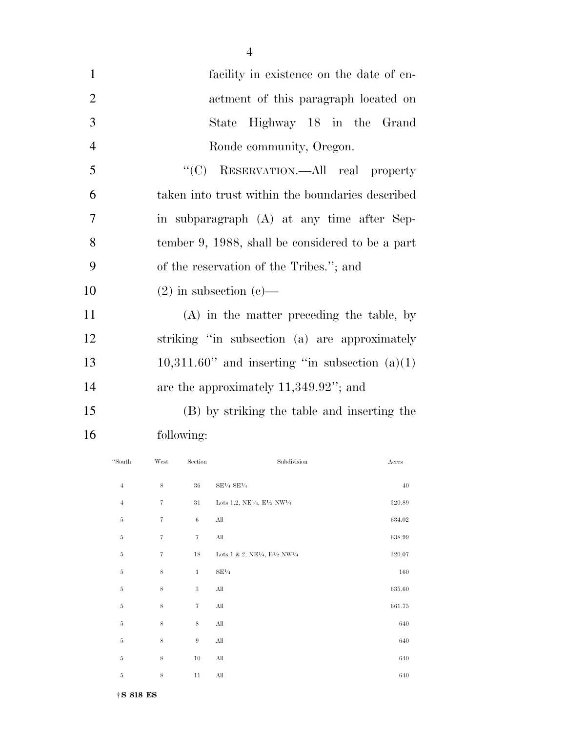facility in existence on the date of enactment of this paragraph located on State Highway 18 in the Grand Ronde community, Oregon.

"(C) RESERVATION.—All real property taken into trust within the boundaries described in subparagraph (A) at any time after September 9, 1988, shall be considered to be a part of the reservation of the Tribes."; and

(2) in subsection (c)—

(A) in the matter preceding the table, by striking "in subsection (a) are approximately 10,311.60" and inserting "in subsection (a)(1) are the approximately 11,349.92"; and

(B) by striking the table and inserting the following:

| "South | West | Section | Subdivision | Acres |
|---|---|---|---|---|
| 4 | 8 | 36 | SE¼ SE¼ | 40 |
| 4 | 7 | 31 | Lots 1,2, NE¼, E½ NW¼ | 320.89 |
| 5 | 7 | 6 | All | 634.02 |
| 5 | 7 | 7 | All | 638.99 |
| 5 | 7 | 18 | Lots 1 & 2, NE¼, E½ NW¼ | 320.07 |
| 5 | 8 | 1 | SE¼ | 160 |
| 5 | 8 | 3 | All | 635.60 |
| 5 | 8 | 7 | All | 661.75 |
| 5 | 8 | 8 | All | 640 |
| 5 | 8 | 9 | All | 640 |
| 5 | 8 | 10 | All | 640 |
| 5 | 8 | 11 | All | 640 |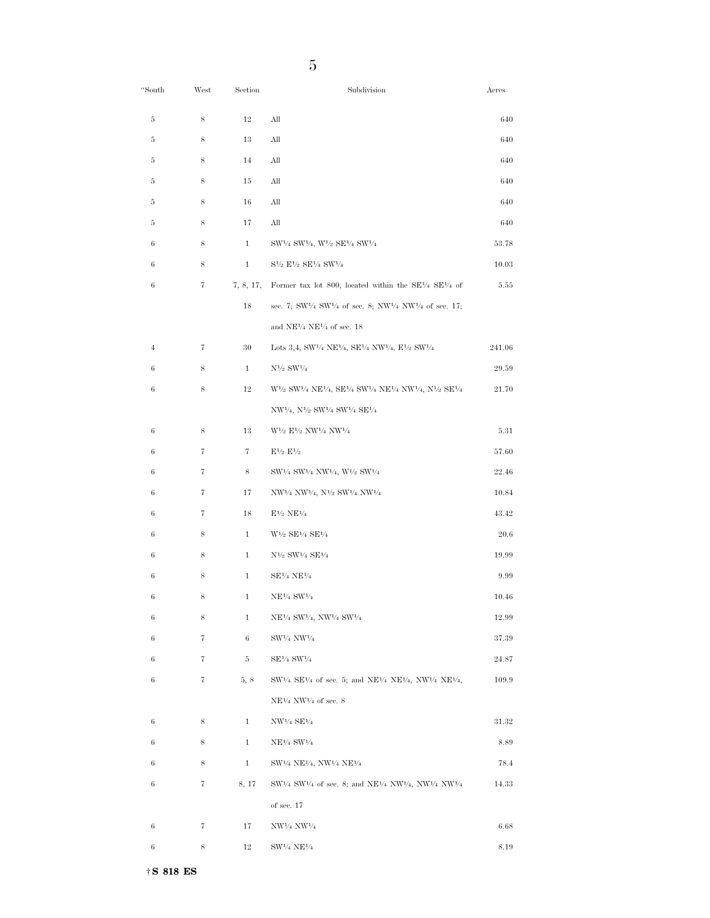| "South | West | Section | Subdivision | Acres |
|---|---|---|---|---|
| 5 | 8 | 12 | All | 640 |
| 5 | 8 | 13 | All | 640 |
| 5 | 8 | 14 | All | 640 |
| 5 | 8 | 15 | All | 640 |
| 5 | 8 | 16 | All | 640 |
| 5 | 8 | 17 | All | 640 |
| 6 | 8 | 1 | SW¼ SW¼, W½ SE¼ SW¼ | 53.78 |
| 6 | 8 | 1 | S½ E½ SE¼ SW¼ | 10.03 |
| 6 | 7 | 7, 8, 17, 18 | Former tax lot 800, located within the SE¼ SE¼ of sec. 7; SW¼ SW¼ of sec. 8; NW¼ NW¼ of sec. 17; and NE¼ NE¼ of sec. 18 | 5.55 |
| 4 | 7 | 30 | Lots 3,4, SW¼ NE¼, SE¼ NW¼, E½ SW¼ | 241.06 |
| 6 | 8 | 1 | N½ SW¼ | 29.59 |
| 6 | 8 | 12 | W½ SW¼ NE¼, SE¼ SW¼ NE¼ NW¼, N½ SE¼ NW¼, N½ SW¼ SW¼ SE¼ | 21.70 |
| 6 | 8 | 13 | W½ E½ NW¼ NW¼ | 5.31 |
| 6 | 7 | 7 | E½ E½ | 57.60 |
| 6 | 7 | 8 | SW¼ SW¼ NW¼, W½ SW¼ | 22.46 |
| 6 | 7 | 17 | NW¼ NW¼, N½ SW¼ NW¼ | 10.84 |
| 6 | 7 | 18 | E½ NE¼ | 43.42 |
| 6 | 8 | 1 | W½ SE¼ SE¼ | 20.6 |
| 6 | 8 | 1 | N½ SW¼ SE¼ | 19.99 |
| 6 | 8 | 1 | SE¼ NE¼ | 9.99 |
| 6 | 8 | 1 | NE¼ SW¼ | 10.46 |
| 6 | 8 | 1 | NE¼ SW¼, NW¼ SW¼ | 12.99 |
| 6 | 7 | 6 | SW¼ NW¼ | 37.39 |
| 6 | 7 | 5 | SE¼ SW¼ | 24.87 |
| 6 | 7 | 5, 8 | SW¼ SE¼ of sec. 5; and NE¼ NE¼, NW¼ NE¼, NE¼ NW¼ of sec. 8 | 109.9 |
| 6 | 8 | 1 | NW¼ SE¼ | 31.32 |
| 6 | 8 | 1 | NE¼ SW¼ | 8.89 |
| 6 | 8 | 1 | SW¼ NE¼, NW¼ NE¼ | 78.4 |
| 6 | 7 | 8, 17 | SW¼ SW¼ of sec. 8; and NE¼ NW¼, NW¼ NW¼ of sec. 17 | 14.33 |
| 6 | 7 | 17 | NW¼ NW¼ | 6.68 |
| 6 | 8 | 12 | SW¼ NE¼ | 8.19 |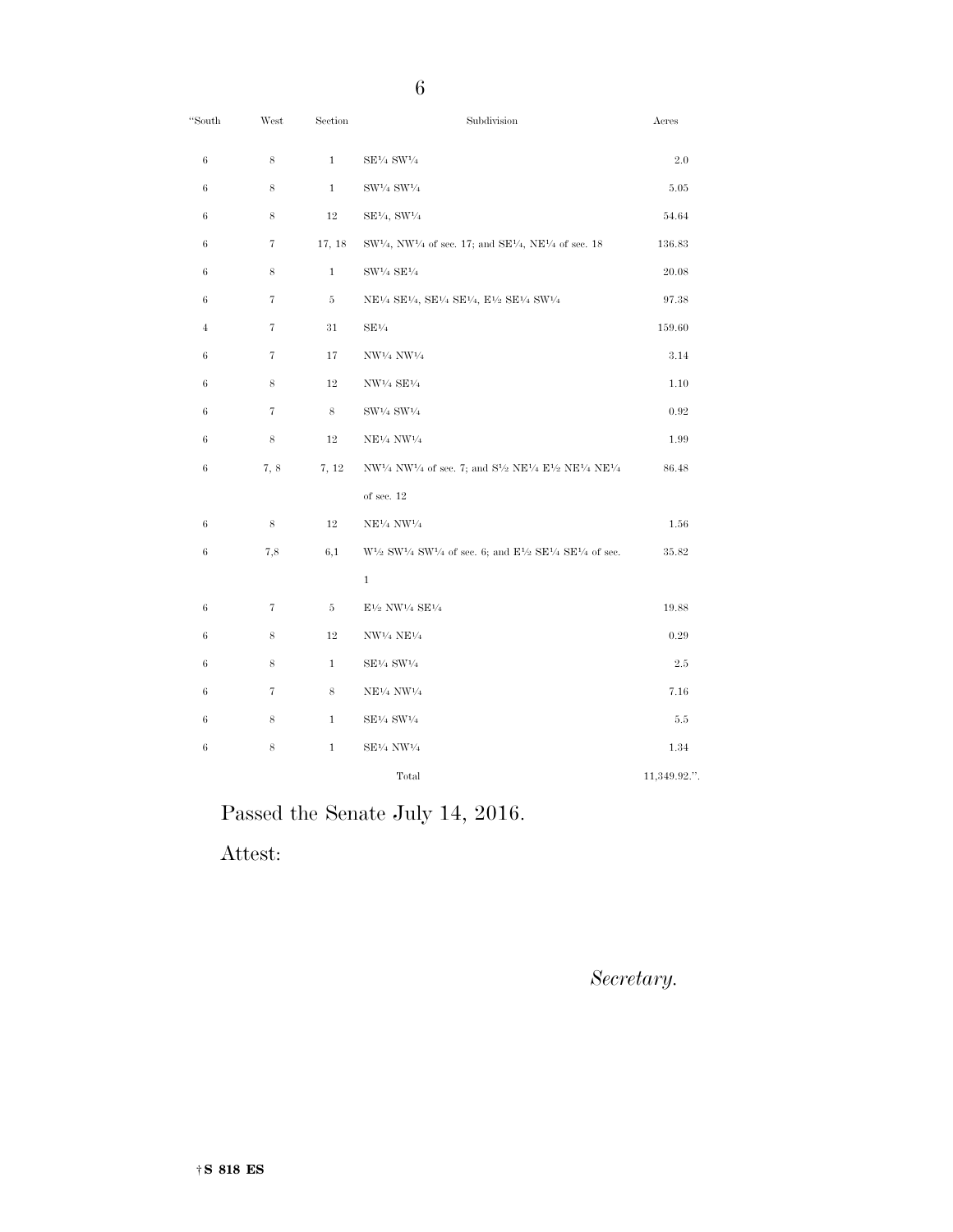| "South | West | Section | Subdivision | Acres |
|---|---|---|---|---|
| 6 | 8 | 1 | SE¼ SW¼ | 2.0 |
| 6 | 8 | 1 | SW¼ SW¼ | 5.05 |
| 6 | 8 | 12 | SE¼, SW¼ | 54.64 |
| 6 | 7 | 17, 18 | SW¼, NW¼ of sec. 17; and SE¼, NE¼ of sec. 18 | 136.83 |
| 6 | 8 | 1 | SW¼ SE¼ | 20.08 |
| 6 | 7 | 5 | NE¼ SE¼, SE¼ SE¼, E½ SE¼ SW¼ | 97.38 |
| 4 | 7 | 31 | SE¼ | 159.60 |
| 6 | 7 | 17 | NW¼ NW¼ | 3.14 |
| 6 | 8 | 12 | NW¼ SE¼ | 1.10 |
| 6 | 7 | 8 | SW¼ SW¼ | 0.92 |
| 6 | 8 | 12 | NE¼ NW¼ | 1.99 |
| 6 | 7, 8 | 7, 12 | NW¼ NW¼ of sec. 7; and S½ NE¼ E½ NE¼ NE¼ of sec. 12 | 86.48 |
| 6 | 8 | 12 | NE¼ NW¼ | 1.56 |
| 6 | 7,8 | 6,1 | W½ SW¼ SW¼ of sec. 6; and E½ SE¼ SE¼ of sec. 1 | 35.82 |
| 6 | 7 | 5 | E½ NW¼ SE¼ | 19.88 |
| 6 | 8 | 12 | NW¼ NE¼ | 0.29 |
| 6 | 8 | 1 | SE¼ SW¼ | 2.5 |
| 6 | 7 | 8 | NE¼ NW¼ | 7.16 |
| 6 | 8 | 1 | SE¼ SW¼ | 5.5 |
| 6 | 8 | 1 | SE¼ NW¼ | 1.34 |
| | | | Total | 11,349.92.". |

Passed the Senate July 14, 2016.

Attest:

*Secretary.*

†S 818 ES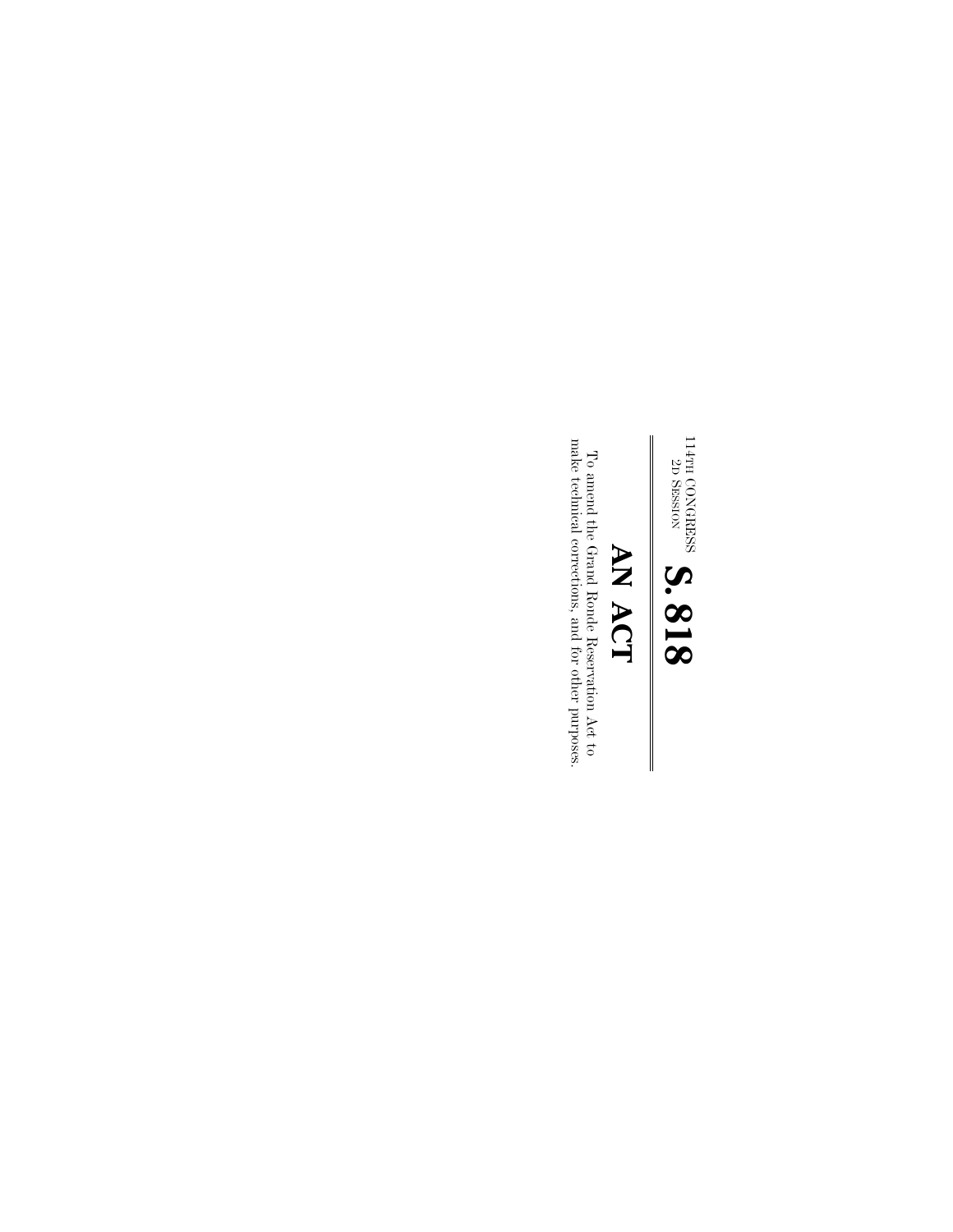114TH CONGRESS
2D SESSION

# S. 818

# AN ACT

To amend the Grand Ronde Reservation Act to make technical corrections, and for other purposes.